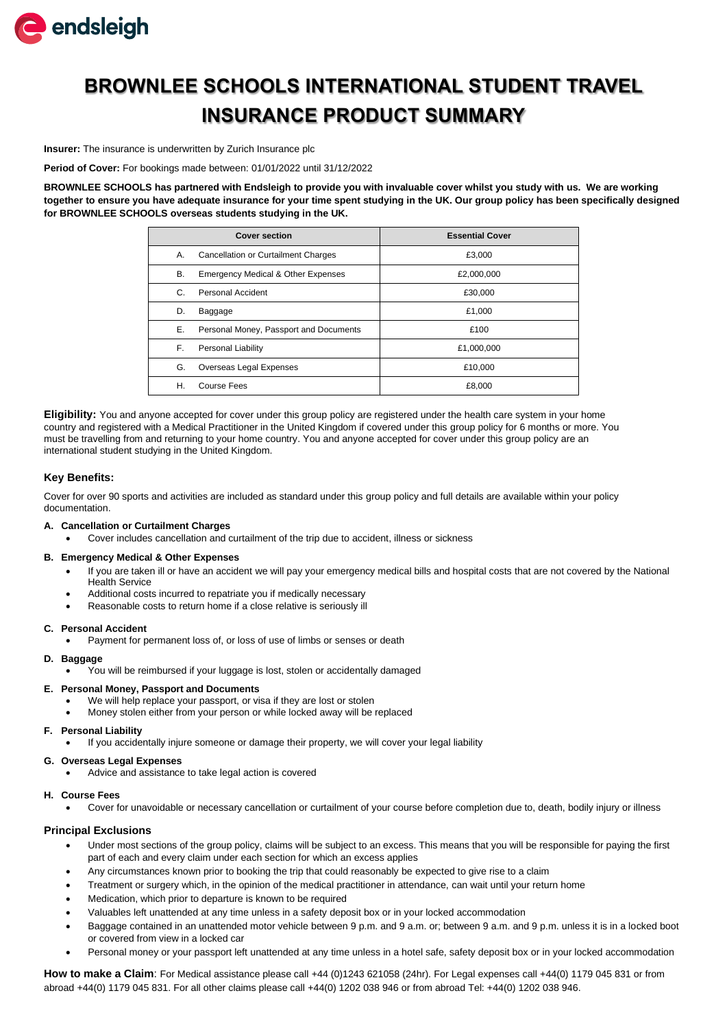# BROWNLEE SCHOOLS INTERNATIONAL STUDENT TRAVEL INSURANCE PRODUCT SUMMARY

**Insurer:** The insurance is underwritten by Zurich Insurance plc

**Period of Cover:** For bookings made between: 01/01/2022 until 31/12/2022

**BROWNLEE SCHOOLS has partnered with Endsleigh to provide you with invaluable cover whilst you study with us. We are working together to ensure you have adequate insurance for your time spent studying in the UK. Our group policy has been specifically designed for BROWNLEE SCHOOLS overseas students studying in the UK.**

| Cover section | | Essential Cover |
|---|---|---|
| A. | Cancellation or Curtailment Charges | £3,000 |
| B. | Emergency Medical & Other Expenses | £2,000,000 |
| C. | Personal Accident | £30,000 |
| D. | Baggage | £1,000 |
| E. | Personal Money, Passport and Documents | £100 |
| F. | Personal Liability | £1,000,000 |
| G. | Overseas Legal Expenses | £10,000 |
| H. | Course Fees | £8,000 |

**Eligibility:** You and anyone accepted for cover under this group policy are registered under the health care system in your home country and registered with a Medical Practitioner in the United Kingdom if covered under this group policy for 6 months or more. You must be travelling from and returning to your home country. You and anyone accepted for cover under this group policy are an international student studying in the United Kingdom.

### Key Benefits:

Cover for over 90 sports and activities are included as standard under this group policy and full details are available within your policy documentation.

**A. Cancellation or Curtailment Charges**
- Cover includes cancellation and curtailment of the trip due to accident, illness or sickness

**B. Emergency Medical & Other Expenses**
- If you are taken ill or have an accident we will pay your emergency medical bills and hospital costs that are not covered by the National Health Service
- Additional costs incurred to repatriate you if medically necessary
- Reasonable costs to return home if a close relative is seriously ill

**C. Personal Accident**
- Payment for permanent loss of, or loss of use of limbs or senses or death

**D. Baggage**
- You will be reimbursed if your luggage is lost, stolen or accidentally damaged

**E. Personal Money, Passport and Documents**
- We will help replace your passport, or visa if they are lost or stolen
- Money stolen either from your person or while locked away will be replaced

**F. Personal Liability**
- If you accidentally injure someone or damage their property, we will cover your legal liability

**G. Overseas Legal Expenses**
- Advice and assistance to take legal action is covered

**H. Course Fees**
- Cover for unavoidable or necessary cancellation or curtailment of your course before completion due to, death, bodily injury or illness

### Principal Exclusions

- Under most sections of the group policy, claims will be subject to an excess. This means that you will be responsible for paying the first part of each and every claim under each section for which an excess applies
- Any circumstances known prior to booking the trip that could reasonably be expected to give rise to a claim
- Treatment or surgery which, in the opinion of the medical practitioner in attendance, can wait until your return home
- Medication, which prior to departure is known to be required
- Valuables left unattended at any time unless in a safety deposit box or in your locked accommodation
- Baggage contained in an unattended motor vehicle between 9 p.m. and 9 a.m. or; between 9 a.m. and 9 p.m. unless it is in a locked boot or covered from view in a locked car
- Personal money or your passport left unattended at any time unless in a hotel safe, safety deposit box or in your locked accommodation

**How to make a Claim**: For Medical assistance please call +44 (0)1243 621058 (24hr). For Legal expenses call +44(0) 1179 045 831 or from abroad +44(0) 1179 045 831. For all other claims please call +44(0) 1202 038 946 or from abroad Tel: +44(0) 1202 038 946.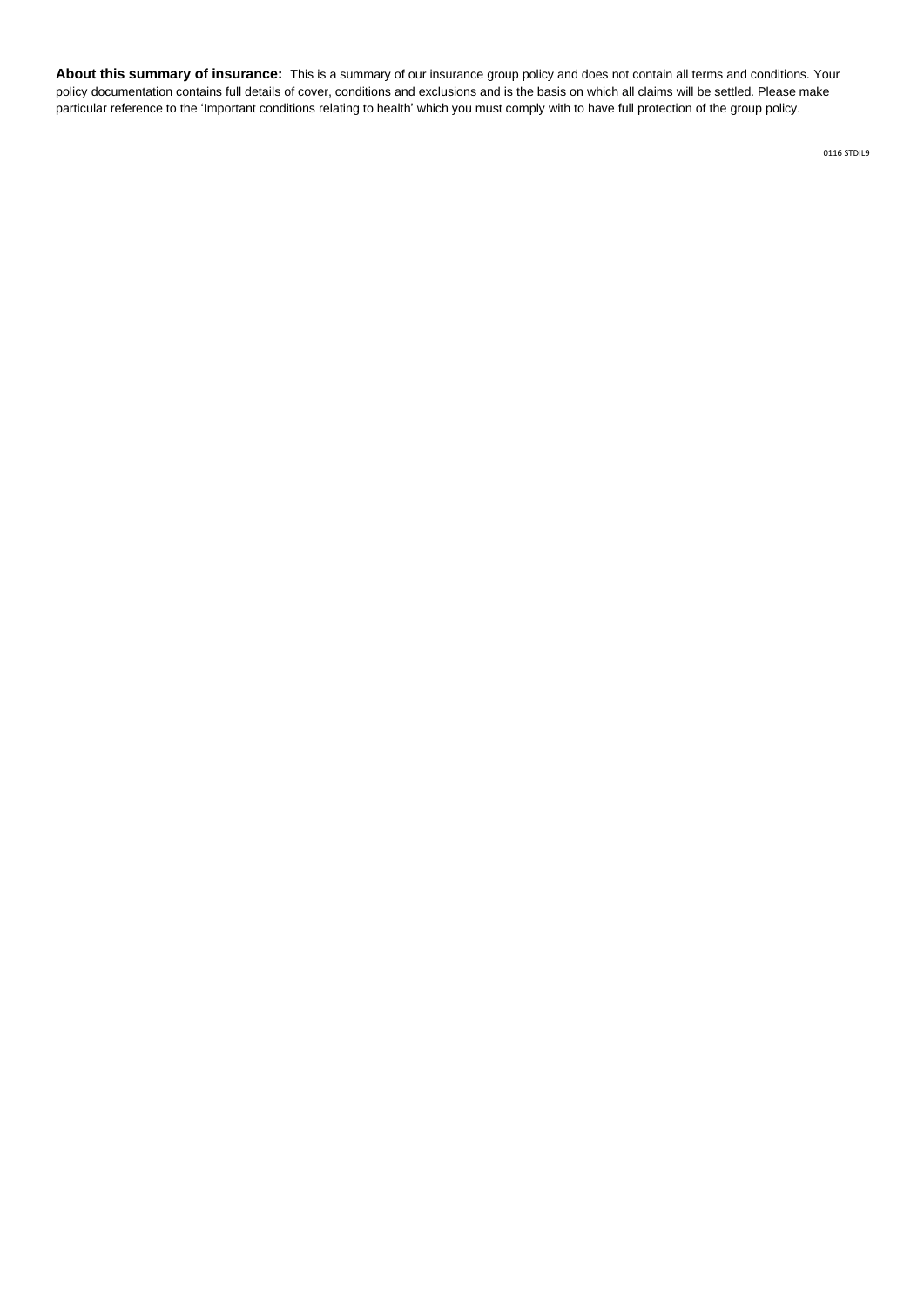**About this summary of insurance:** This is a summary of our insurance group policy and does not contain all terms and conditions. Your policy documentation contains full details of cover, conditions and exclusions and is the basis on which all claims will be settled. Please make particular reference to the 'Important conditions relating to health' which you must comply with to have full protection of the group policy.

0116 STDIL9